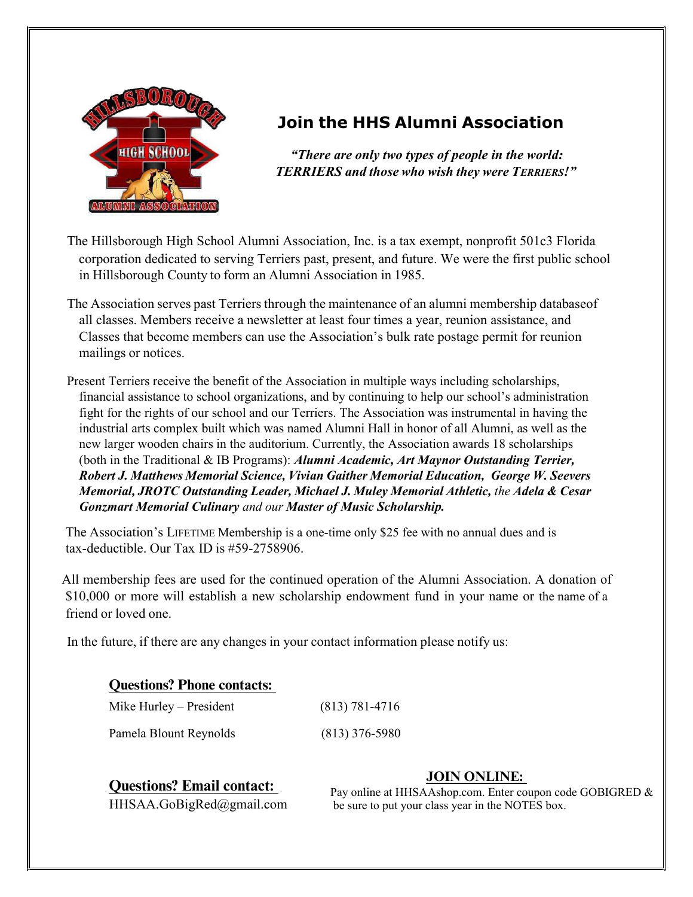# Join the HHS Alumni Association

***"There are only two types of people in the world: TERRIERS and those who wish they were TERRIERS!"***

The Hillsborough High School Alumni Association, Inc. is a tax exempt, nonprofit 501c3 Florida corporation dedicated to serving Terriers past, present, and future. We were the first public school in Hillsborough County to form an Alumni Association in 1985.

The Association serves past Terriers through the maintenance of an alumni membership databaseof all classes. Members receive a newsletter at least four times a year, reunion assistance, and Classes that become members can use the Association's bulk rate postage permit for reunion mailings or notices.

Present Terriers receive the benefit of the Association in multiple ways including scholarships, financial assistance to school organizations, and by continuing to help our school's administration fight for the rights of our school and our Terriers. The Association was instrumental in having the industrial arts complex built which was named Alumni Hall in honor of all Alumni, as well as the new larger wooden chairs in the auditorium. Currently, the Association awards 18 scholarships (both in the Traditional & IB Programs): ***Alumni Academic, Art Maynor Outstanding Terrier, Robert J. Matthews Memorial Science, Vivian Gaither Memorial Education, George W. Seevers Memorial, JROTC Outstanding Leader, Michael J. Muley Memorial Athletic,*** *the* ***Adela & Cesar Gonzmart Memorial Culinary*** *and our* ***Master of Music Scholarship.***

The Association's LIFETIME Membership is a one-time only $25 fee with no annual dues and is tax-deductible. Our Tax ID is #59-2758906.

All membership fees are used for the continued operation of the Alumni Association. A donation of $10,000 or more will establish a new scholarship endowment fund in your name or the name of a friend or loved one.

In the future, if there are any changes in your contact information please notify us:

**Questions? Phone contacts:**

| | |
|---|---|
| Mike Hurley – President | (813) 781-4716 |
| Pamela Blount Reynolds | (813) 376-5980 |

**Questions? Email contact:**
HHSAA.GoBigRed@gmail.com

**JOIN ONLINE:**
Pay online at HHSAAshop.com. Enter coupon code GOBIGRED & be sure to put your class year in the NOTES box.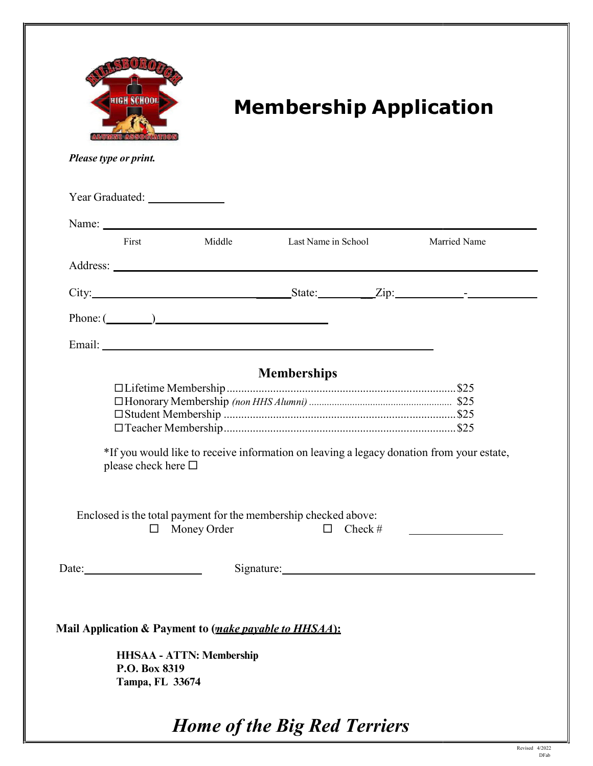# Membership Application

***Please type or print.***

Year Graduated: ____________

Name: ______________________________________________

First Middle Last Name in School Married Name

Address: ______________________________________________

City: ______________________ State: ________ Zip: __________ - __________

Phone: (_______) ______________________

Email: ______________________________________________

## Memberships

- ☐ Lifetime Membership .................................................................... $25
- ☐ Honorary Membership *(non HHS Alumni)* ............................................... $25
- ☐ Student Membership .................................................................... $25
- ☐ Teacher Membership .................................................................... $25

*If you would like to receive information on leaving a legacy donation from your estate, please check here ☐

Enclosed is the total payment for the membership checked above:

☐ Money Order ☐ Check # ______________

Date: __________________ Signature: ______________________________________

**Mail Application & Payment to (*make payable to HHSAA*):**

**HHSAA - ATTN: Membership**
**P.O. Box 8319**
**Tampa, FL 33674**

***Home of the Big Red Terriers***

Revised 4/2022
DFab